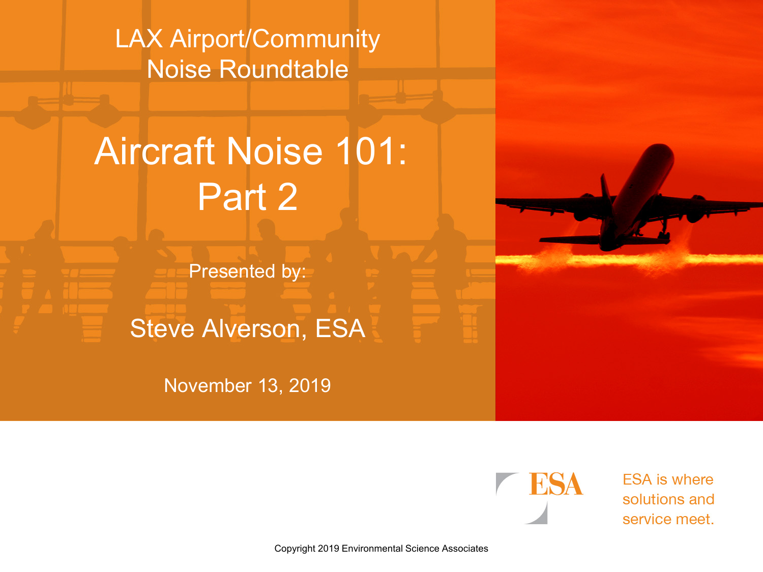LAX Airport/Community Noise Roundtable

# Aircraft Noise 101: Part 2

Presented by:

Steve Alverson, ESA

November 13, 2019

ESA

ESA is where solutions and service meet.

Copyright 2019 Environmental Science Associates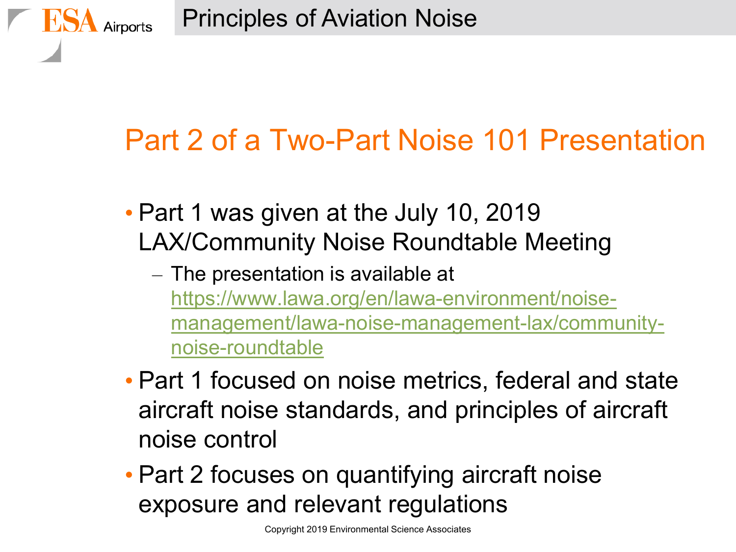## Part 2 of a Two-Part Noise 101 Presentation

- Part 1 was given at the July 10, 2019 LAX/Community Noise Roundtable Meeting
  - The presentation is available at https://www.lawa.org/en/lawa-environment/noise-management/lawa-noise-management-lax/community-noise-roundtable
- Part 1 focused on noise metrics, federal and state aircraft noise standards, and principles of aircraft noise control
- Part 2 focuses on quantifying aircraft noise exposure and relevant regulations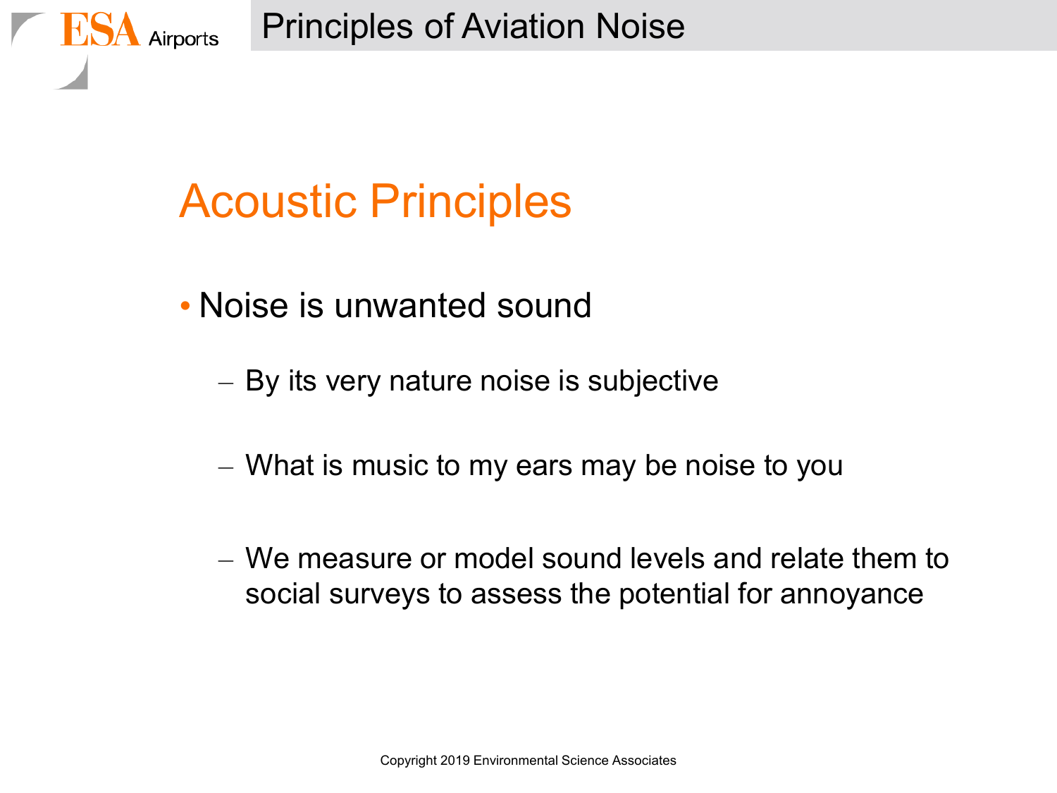# Acoustic Principles

- Noise is unwanted sound
  - By its very nature noise is subjective
  - What is music to my ears may be noise to you
  - We measure or model sound levels and relate them to social surveys to assess the potential for annoyance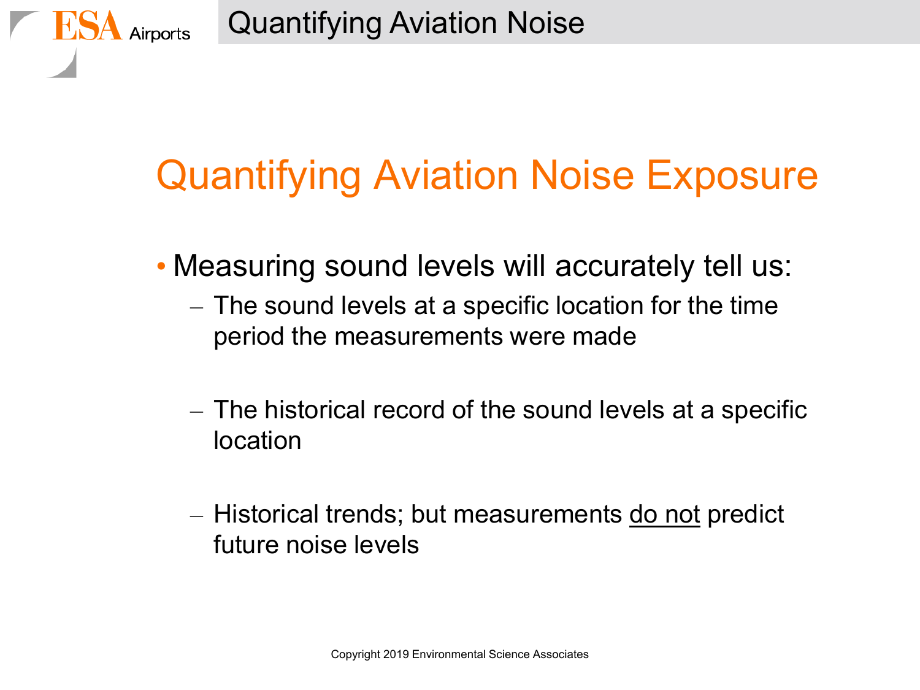# Quantifying Aviation Noise Exposure

- Measuring sound levels will accurately tell us:
  - The sound levels at a specific location for the time period the measurements were made
  - The historical record of the sound levels at a specific location
  - Historical trends; but measurements do not predict future noise levels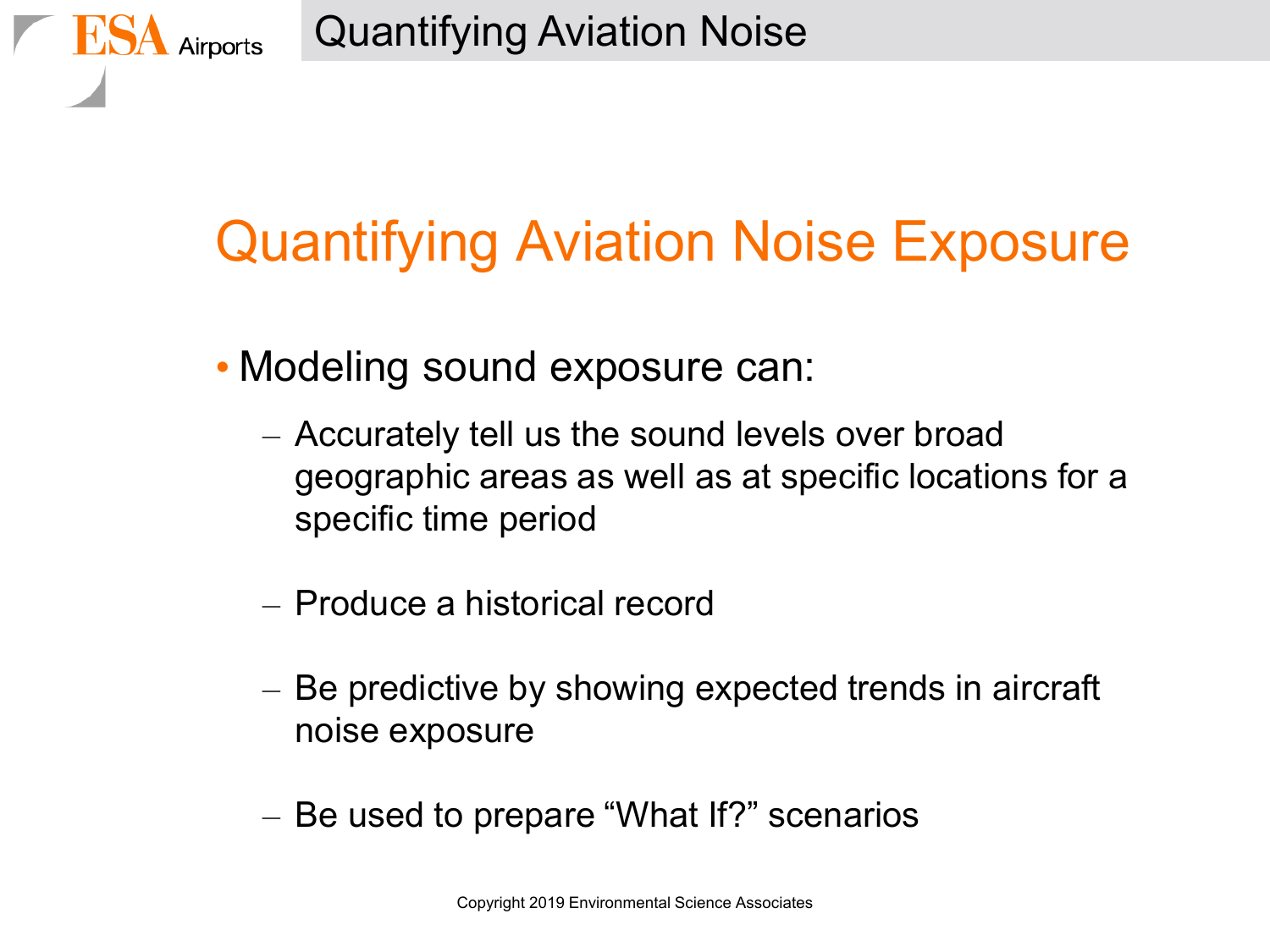# Quantifying Aviation Noise Exposure

- Modeling sound exposure can:
  - Accurately tell us the sound levels over broad geographic areas as well as at specific locations for a specific time period
  - Produce a historical record
  - Be predictive by showing expected trends in aircraft noise exposure
  - Be used to prepare "What If?" scenarios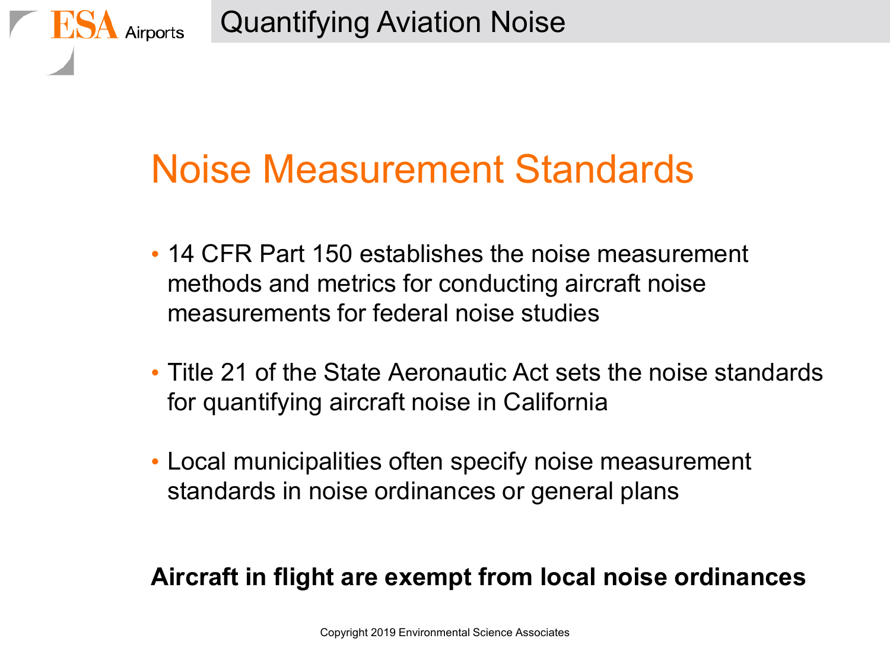# Noise Measurement Standards

- 14 CFR Part 150 establishes the noise measurement methods and metrics for conducting aircraft noise measurements for federal noise studies
- Title 21 of the State Aeronautic Act sets the noise standards for quantifying aircraft noise in California
- Local municipalities often specify noise measurement standards in noise ordinances or general plans

**Aircraft in flight are exempt from local noise ordinances**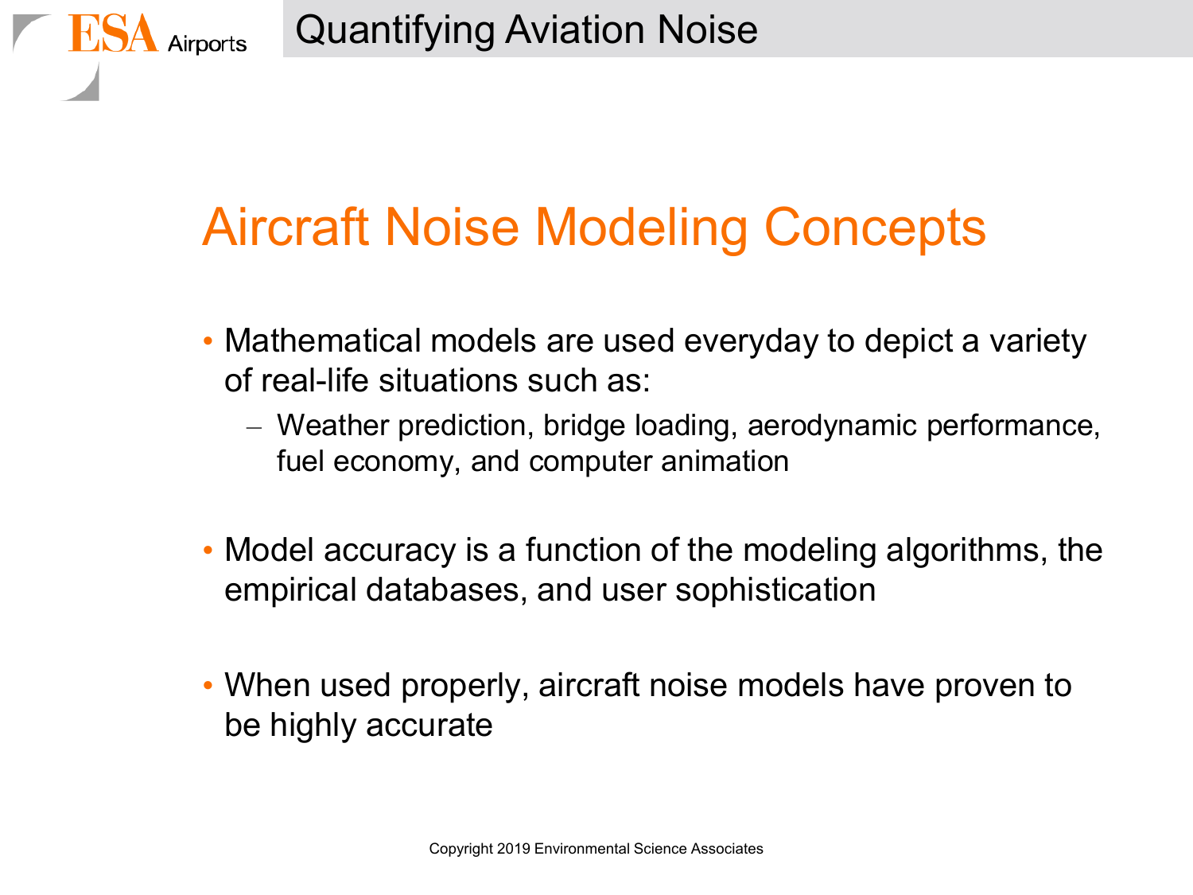# Aircraft Noise Modeling Concepts

- Mathematical models are used everyday to depict a variety of real-life situations such as:
  - Weather prediction, bridge loading, aerodynamic performance, fuel economy, and computer animation
- Model accuracy is a function of the modeling algorithms, the empirical databases, and user sophistication
- When used properly, aircraft noise models have proven to be highly accurate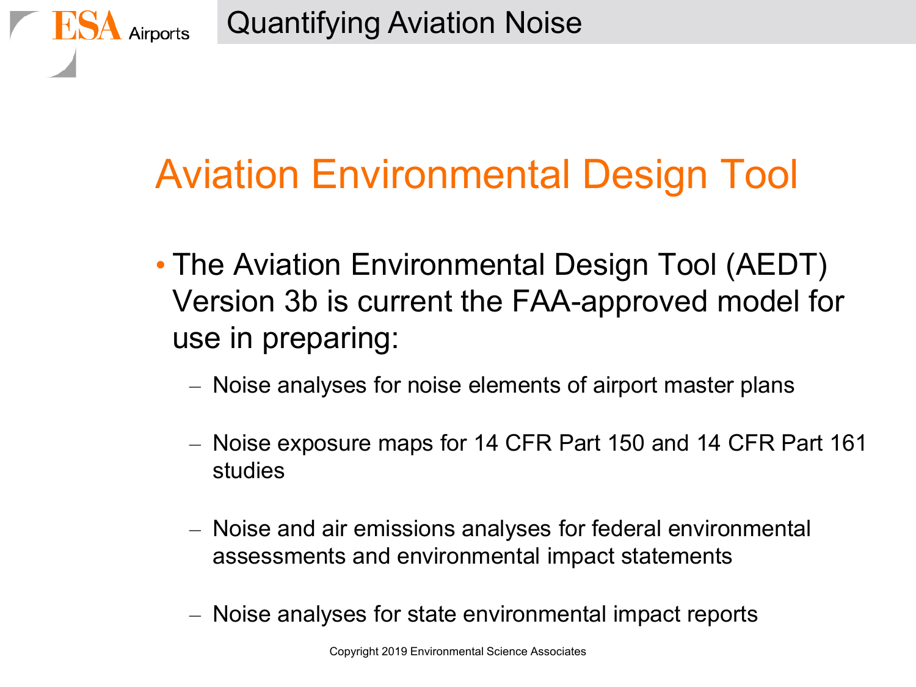# Aviation Environmental Design Tool

- The Aviation Environmental Design Tool (AEDT) Version 3b is current the FAA-approved model for use in preparing:
  - Noise analyses for noise elements of airport master plans
  - Noise exposure maps for 14 CFR Part 150 and 14 CFR Part 161 studies
  - Noise and air emissions analyses for federal environmental assessments and environmental impact statements
  - Noise analyses for state environmental impact reports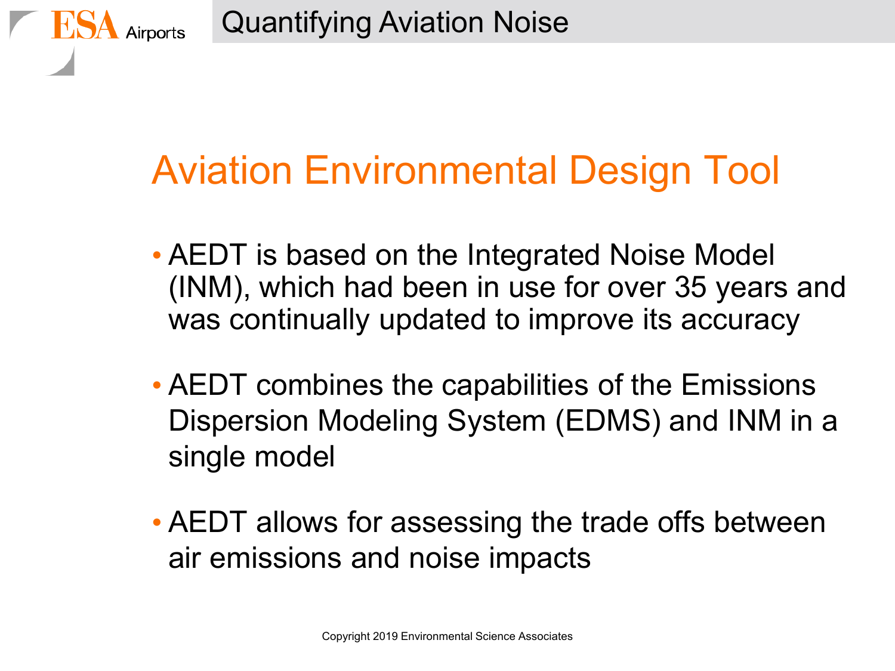## Aviation Environmental Design Tool

- AEDT is based on the Integrated Noise Model (INM), which had been in use for over 35 years and was continually updated to improve its accuracy
- AEDT combines the capabilities of the Emissions Dispersion Modeling System (EDMS) and INM in a single model
- AEDT allows for assessing the trade offs between air emissions and noise impacts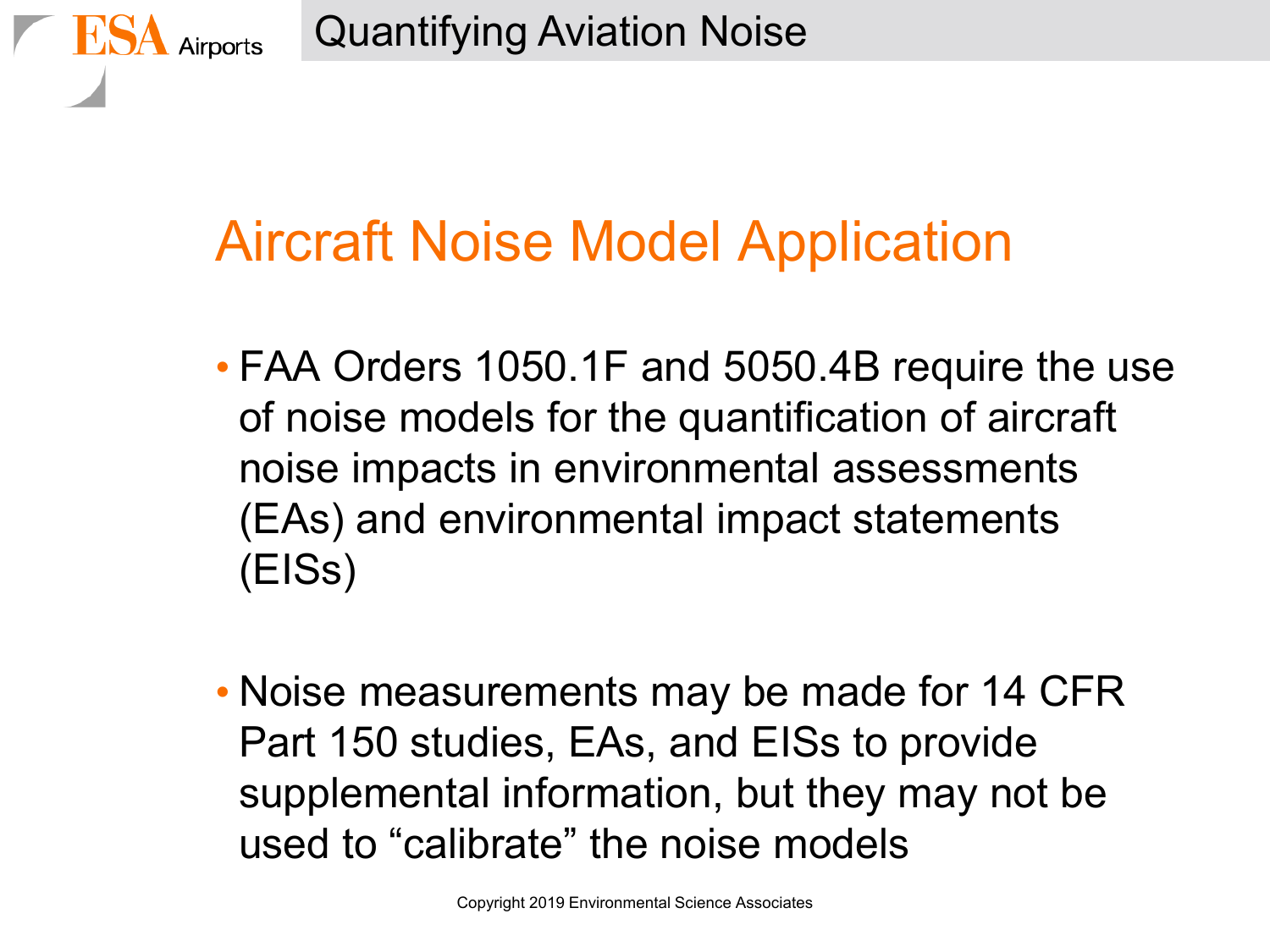# Aircraft Noise Model Application

- FAA Orders 1050.1F and 5050.4B require the use of noise models for the quantification of aircraft noise impacts in environmental assessments (EAs) and environmental impact statements (EISs)

- Noise measurements may be made for 14 CFR Part 150 studies, EAs, and EISs to provide supplemental information, but they may not be used to "calibrate" the noise models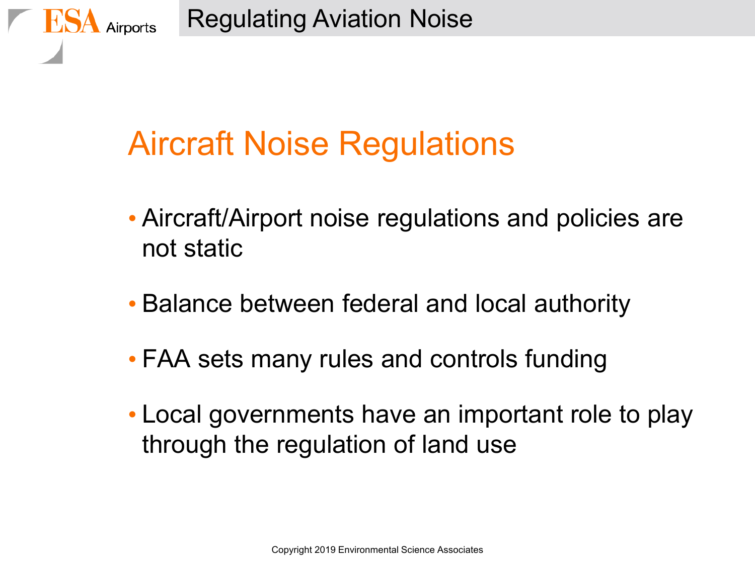## Aircraft Noise Regulations

- Aircraft/Airport noise regulations and policies are not static
- Balance between federal and local authority
- FAA sets many rules and controls funding
- Local governments have an important role to play through the regulation of land use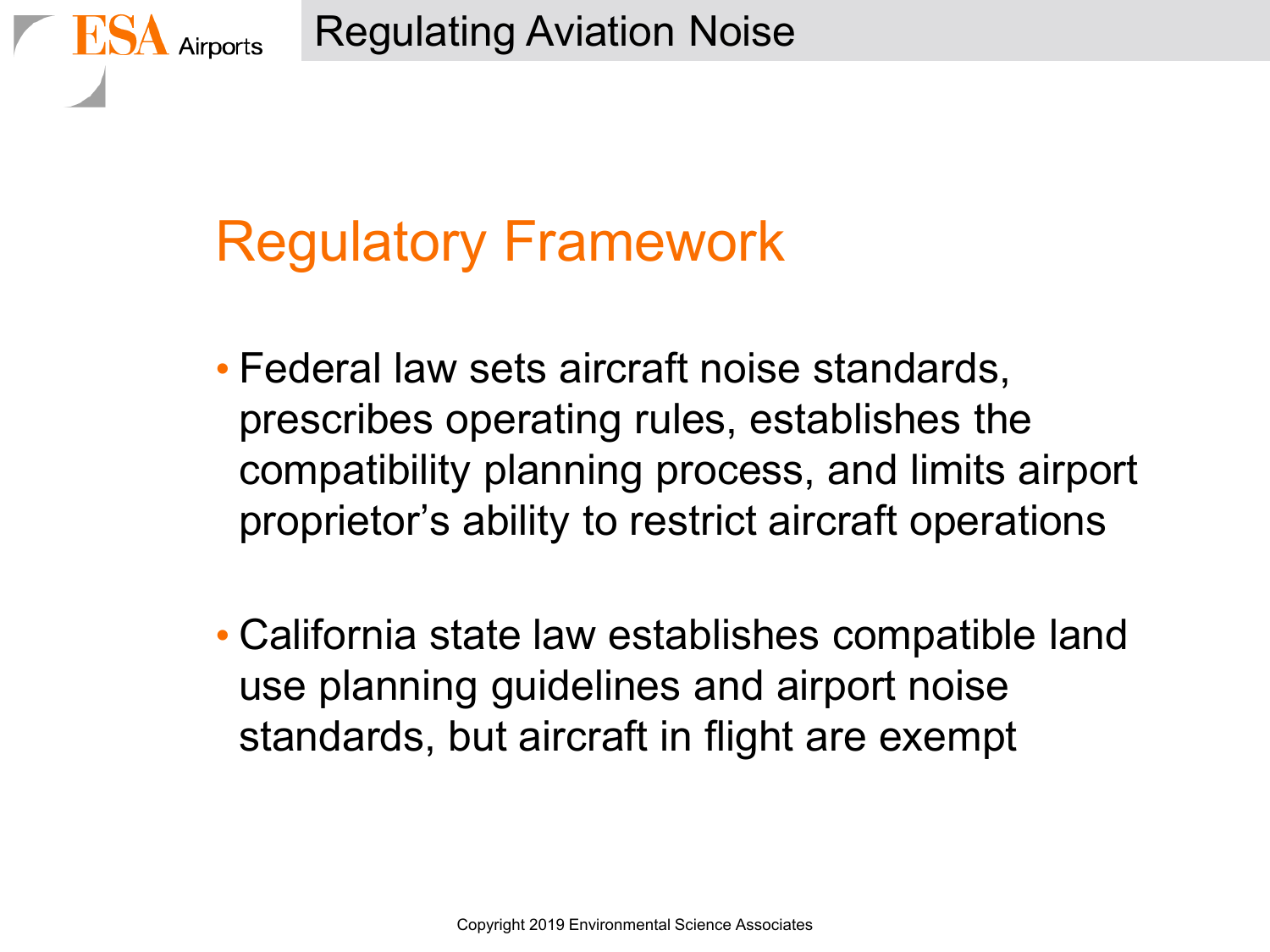# Regulatory Framework

- Federal law sets aircraft noise standards, prescribes operating rules, establishes the compatibility planning process, and limits airport proprietor's ability to restrict aircraft operations
- California state law establishes compatible land use planning guidelines and airport noise standards, but aircraft in flight are exempt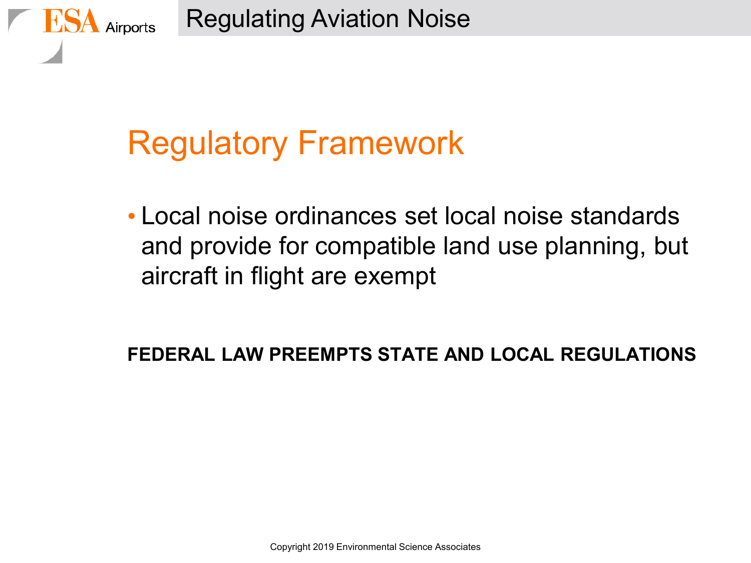# Regulating Aviation Noise

## Regulatory Framework

- Local noise ordinances set local noise standards and provide for compatible land use planning, but aircraft in flight are exempt

**FEDERAL LAW PREEMPTS STATE AND LOCAL REGULATIONS**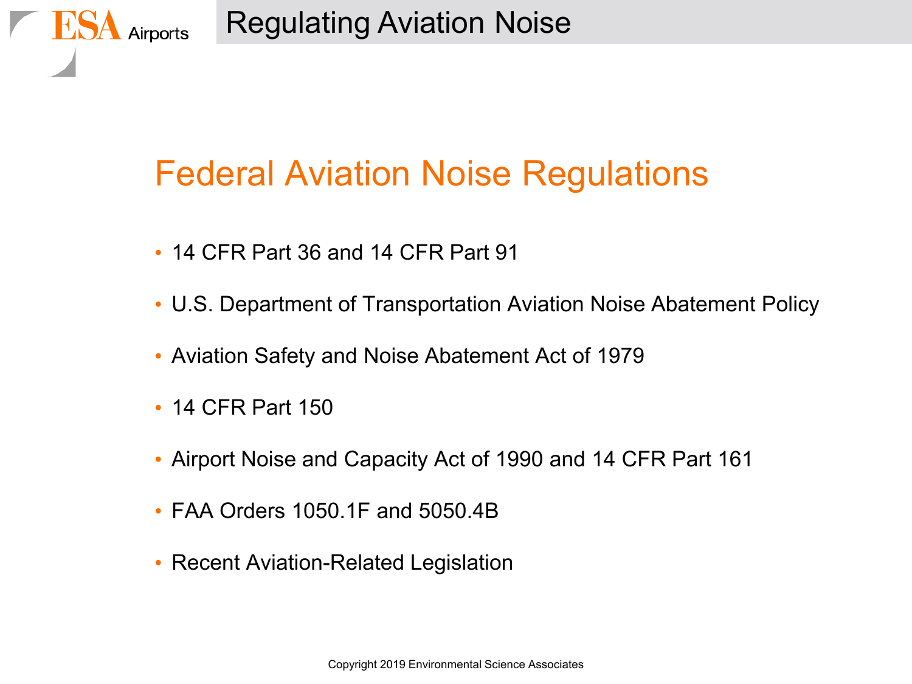# Regulating Aviation Noise

## Federal Aviation Noise Regulations

- 14 CFR Part 36 and 14 CFR Part 91
- U.S. Department of Transportation Aviation Noise Abatement Policy
- Aviation Safety and Noise Abatement Act of 1979
- 14 CFR Part 150
- Airport Noise and Capacity Act of 1990 and 14 CFR Part 161
- FAA Orders 1050.1F and 5050.4B
- Recent Aviation-Related Legislation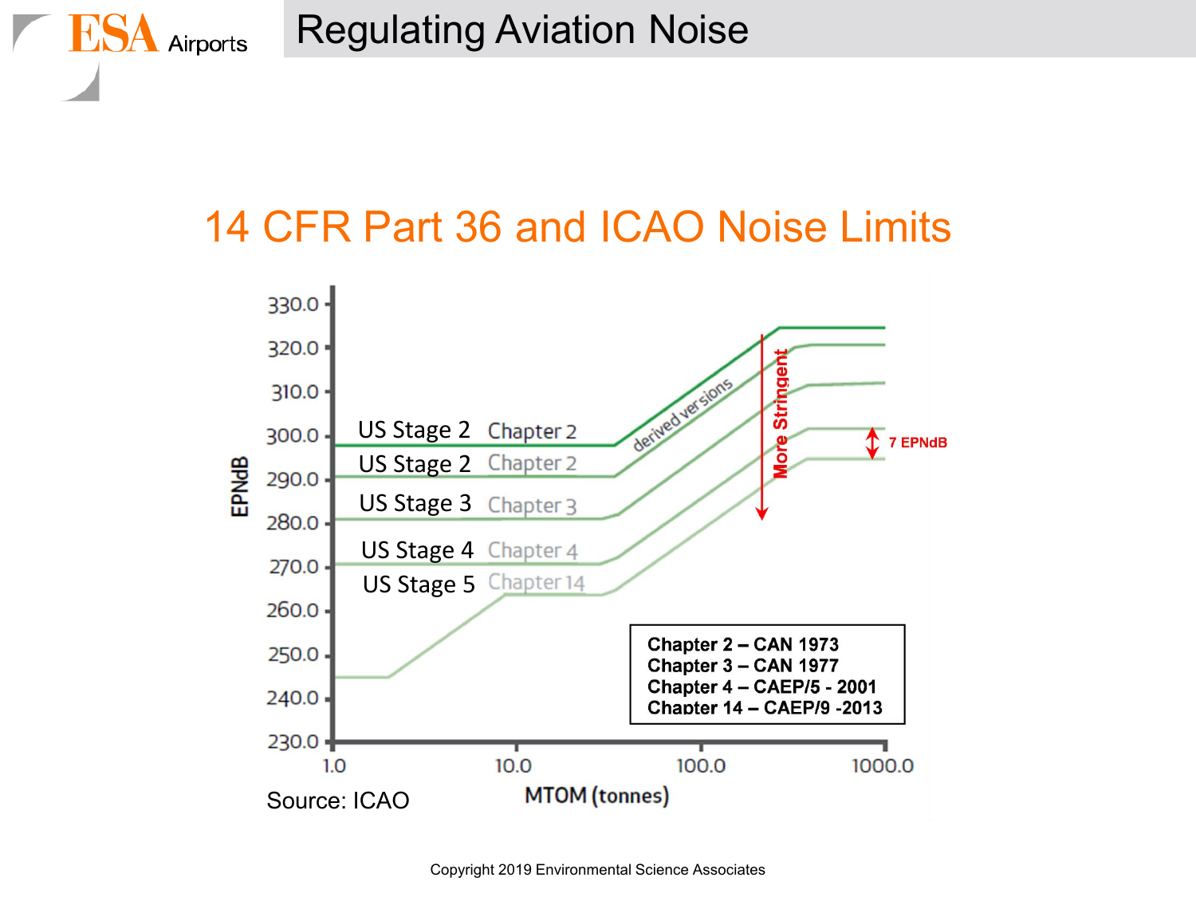# Regulating Aviation Noise

## 14 CFR Part 36 and ICAO Noise Limits

EPNdB

330.0
320.0
310.0
300.0
290.0
280.0
270.0
260.0
250.0
240.0
230.0

US Stage 2 Chapter 2
US Stage 2 Chapter 2
US Stage 3 Chapter 3
US Stage 4 Chapter 4
US Stage 5 Chapter 14

derived versions

More Stringent

7 EPNdB

**Chapter 2 – CAN 1973**
**Chapter 3 – CAN 1977**
**Chapter 4 – CAEP/5 - 2001**
**Chapter 14 – CAEP/9 -2013**

1.0 10.0 100.0 1000.0

MTOM (tonnes)

Source: ICAO

Copyright 2019 Environmental Science Associates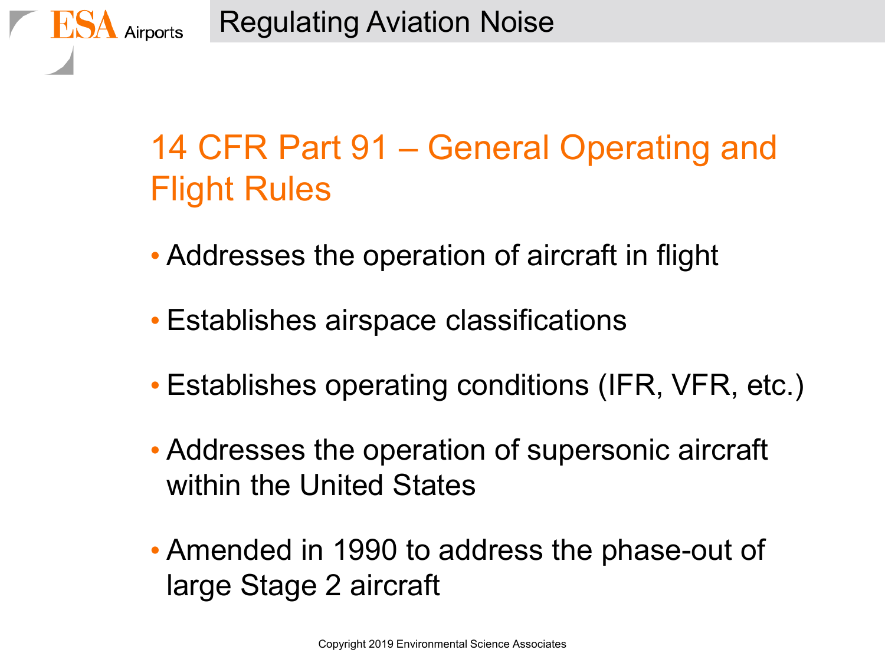# 14 CFR Part 91 – General Operating and Flight Rules

- Addresses the operation of aircraft in flight
- Establishes airspace classifications
- Establishes operating conditions (IFR, VFR, etc.)
- Addresses the operation of supersonic aircraft within the United States
- Amended in 1990 to address the phase-out of large Stage 2 aircraft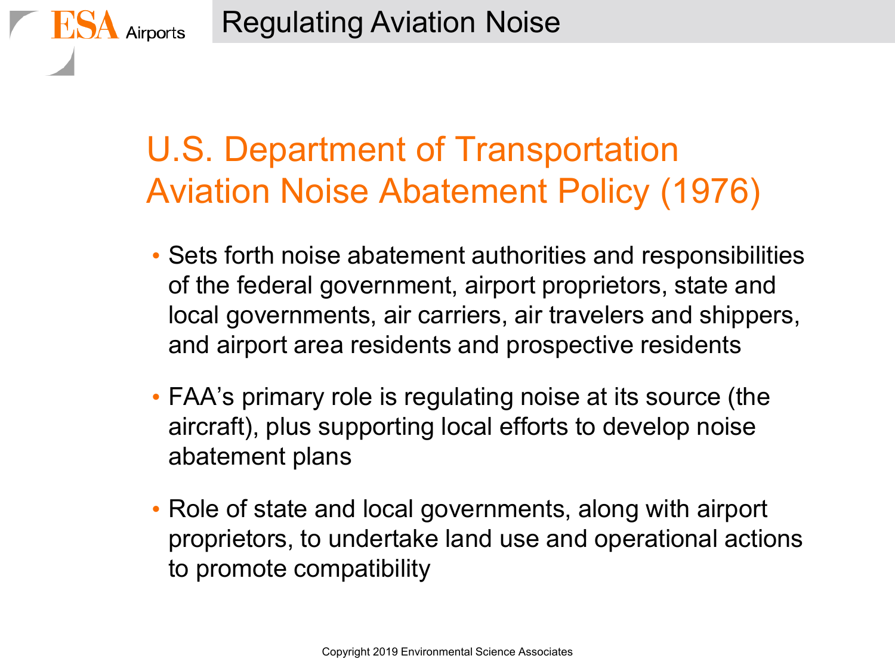# Regulating Aviation Noise

## U.S. Department of Transportation Aviation Noise Abatement Policy (1976)

- Sets forth noise abatement authorities and responsibilities of the federal government, airport proprietors, state and local governments, air carriers, air travelers and shippers, and airport area residents and prospective residents
- FAA's primary role is regulating noise at its source (the aircraft), plus supporting local efforts to develop noise abatement plans
- Role of state and local governments, along with airport proprietors, to undertake land use and operational actions to promote compatibility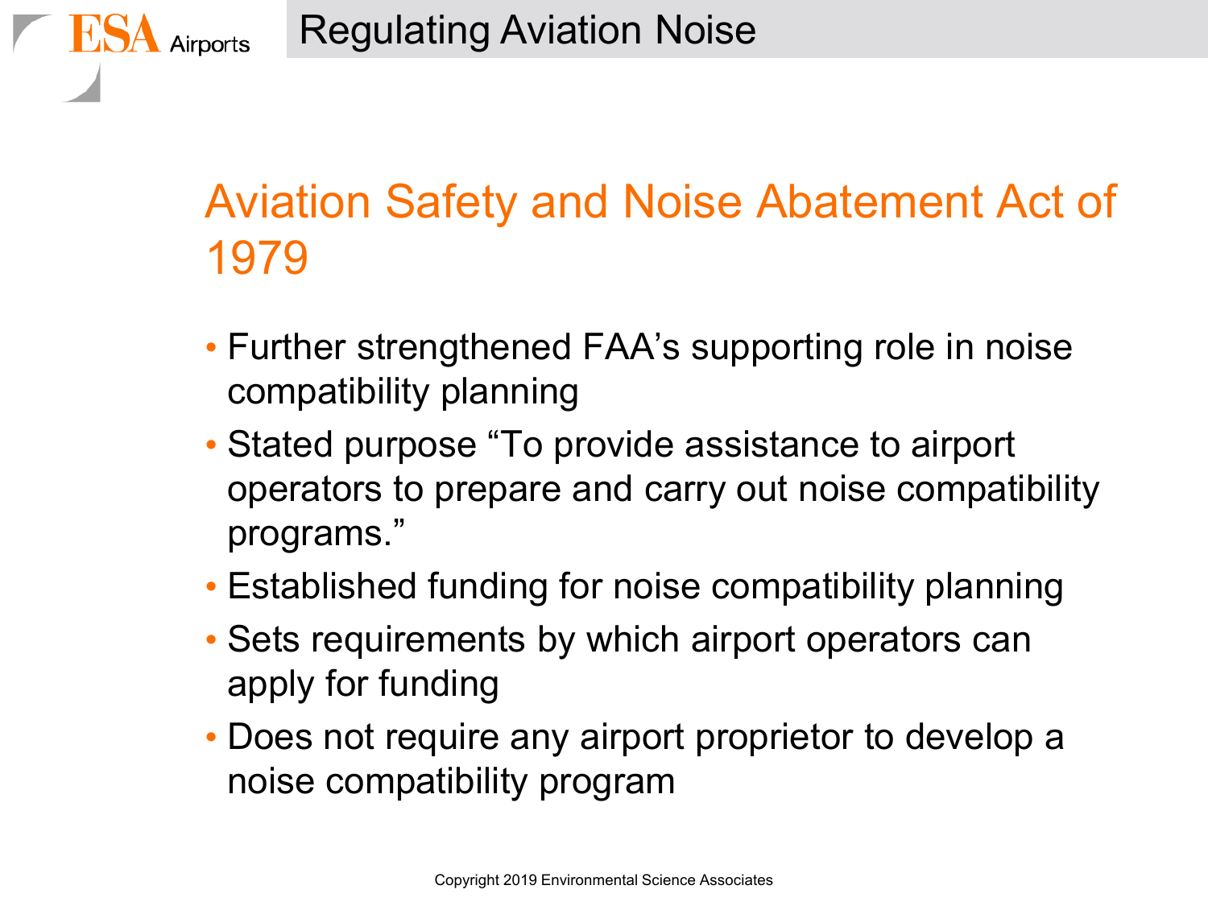# Regulating Aviation Noise

## Aviation Safety and Noise Abatement Act of 1979

- Further strengthened FAA's supporting role in noise compatibility planning
- Stated purpose "To provide assistance to airport operators to prepare and carry out noise compatibility programs."
- Established funding for noise compatibility planning
- Sets requirements by which airport operators can apply for funding
- Does not require any airport proprietor to develop a noise compatibility program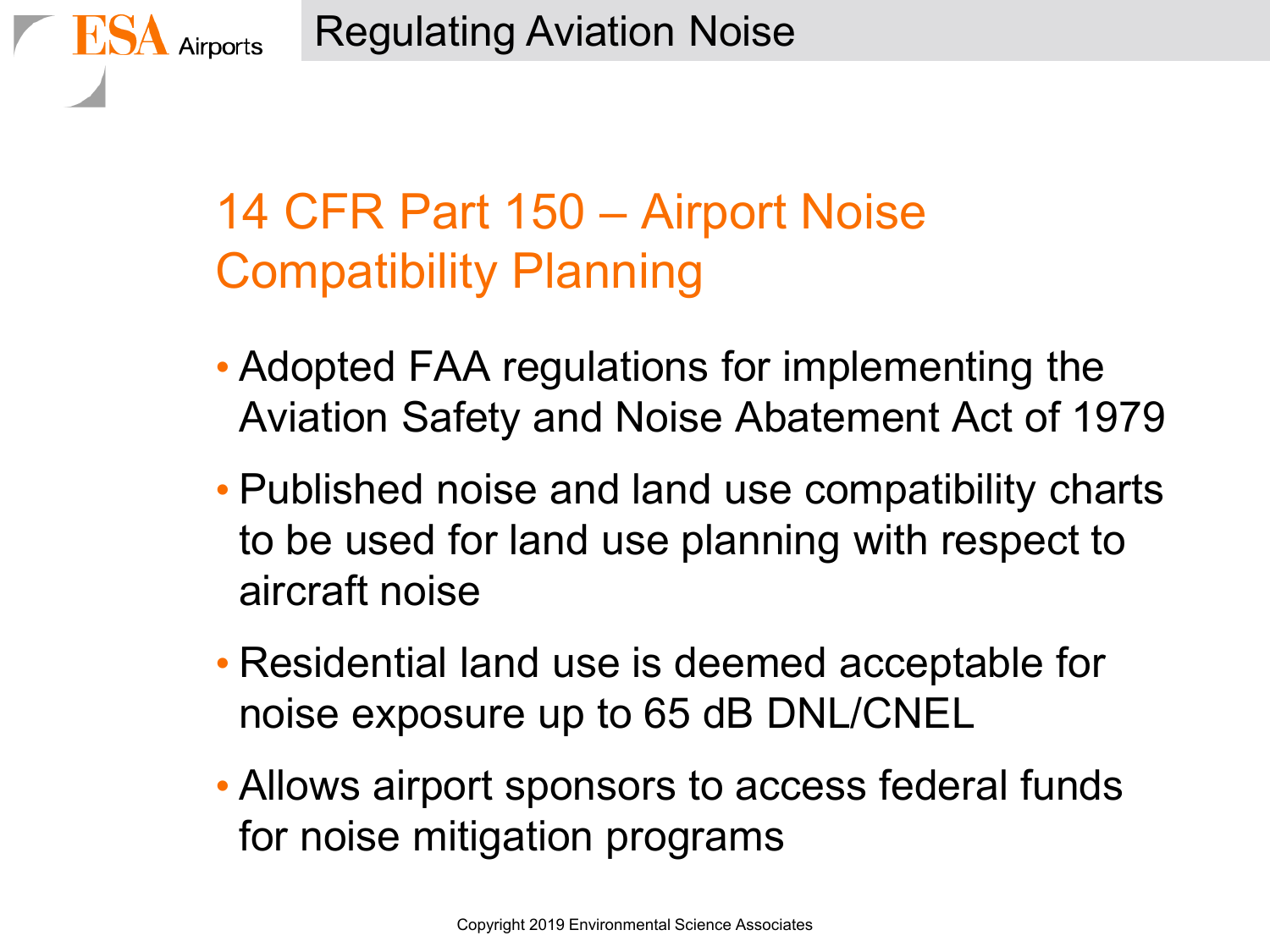# Regulating Aviation Noise

## 14 CFR Part 150 – Airport Noise Compatibility Planning

- Adopted FAA regulations for implementing the Aviation Safety and Noise Abatement Act of 1979
- Published noise and land use compatibility charts to be used for land use planning with respect to aircraft noise
- Residential land use is deemed acceptable for noise exposure up to 65 dB DNL/CNEL
- Allows airport sponsors to access federal funds for noise mitigation programs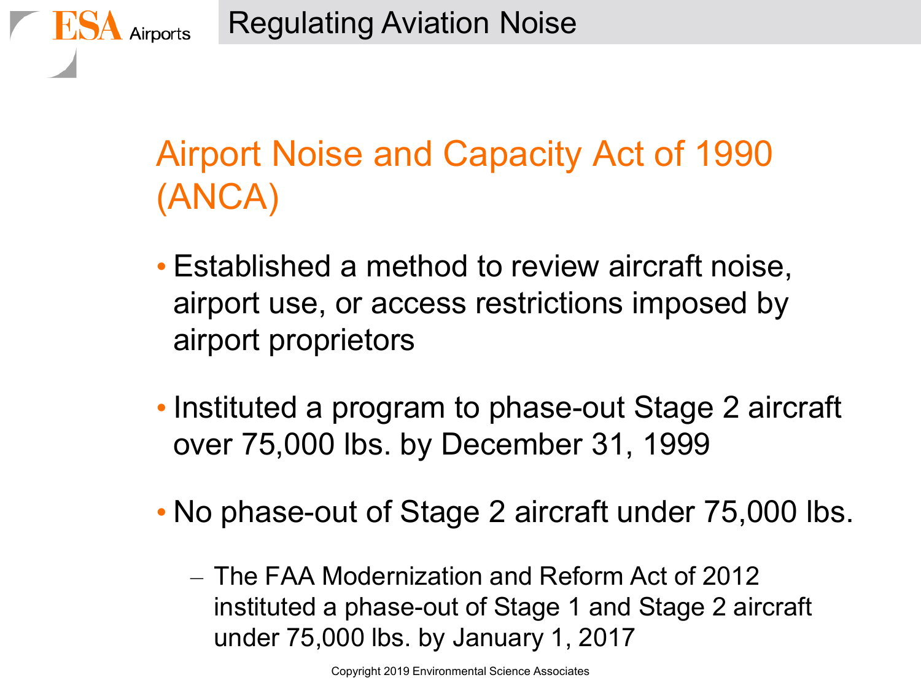# Regulating Aviation Noise

## Airport Noise and Capacity Act of 1990 (ANCA)

- Established a method to review aircraft noise, airport use, or access restrictions imposed by airport proprietors
- Instituted a program to phase-out Stage 2 aircraft over 75,000 lbs. by December 31, 1999
- No phase-out of Stage 2 aircraft under 75,000 lbs.
  - The FAA Modernization and Reform Act of 2012 instituted a phase-out of Stage 1 and Stage 2 aircraft under 75,000 lbs. by January 1, 2017

Copyright 2019 Environmental Science Associates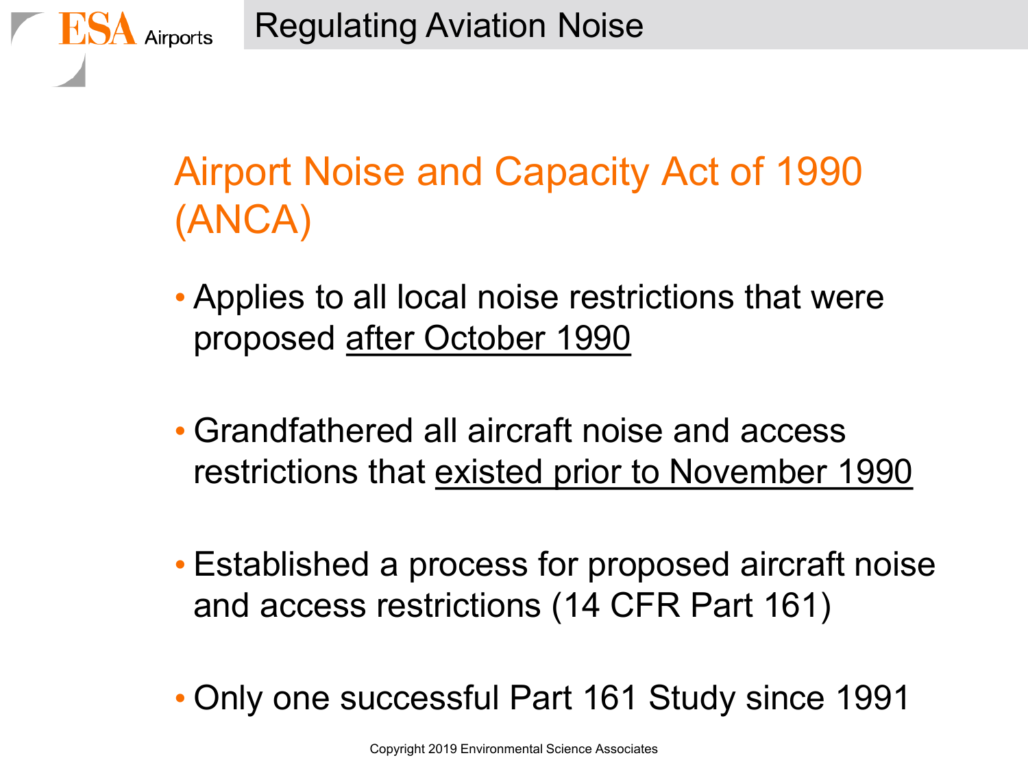# Regulating Aviation Noise

## Airport Noise and Capacity Act of 1990 (ANCA)

- Applies to all local noise restrictions that were proposed <u>after October 1990</u>
- Grandfathered all aircraft noise and access restrictions that <u>existed prior to November 1990</u>
- Established a process for proposed aircraft noise and access restrictions (14 CFR Part 161)
- Only one successful Part 161 Study since 1991

Copyright 2019 Environmental Science Associates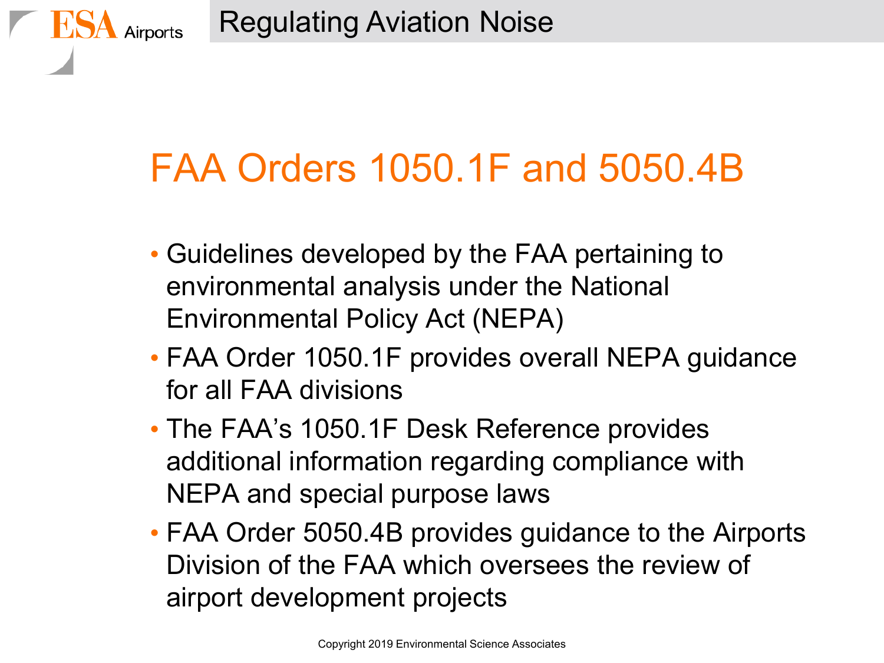# FAA Orders 1050.1F and 5050.4B

- Guidelines developed by the FAA pertaining to environmental analysis under the National Environmental Policy Act (NEPA)
- FAA Order 1050.1F provides overall NEPA guidance for all FAA divisions
- The FAA's 1050.1F Desk Reference provides additional information regarding compliance with NEPA and special purpose laws
- FAA Order 5050.4B provides guidance to the Airports Division of the FAA which oversees the review of airport development projects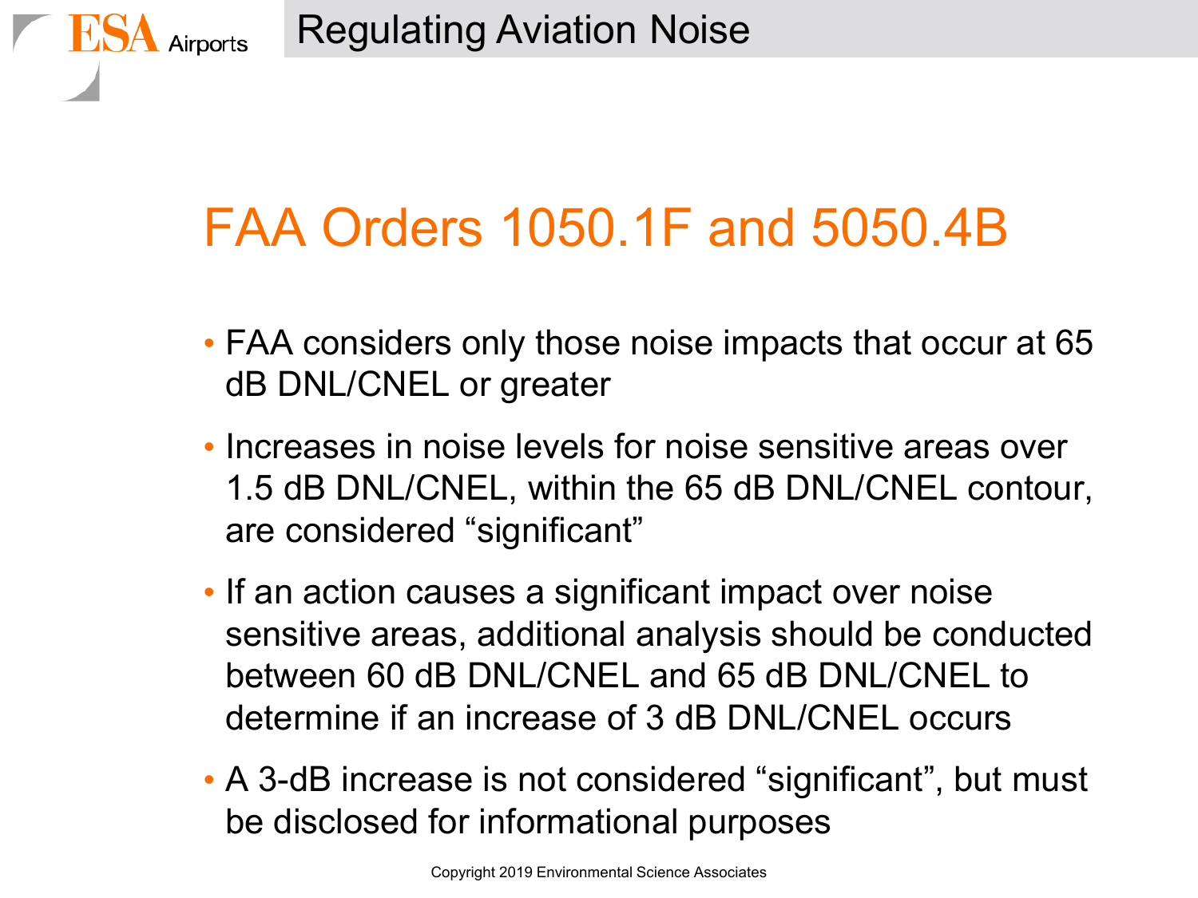# Regulating Aviation Noise

## FAA Orders 1050.1F and 5050.4B

- FAA considers only those noise impacts that occur at 65 dB DNL/CNEL or greater
- Increases in noise levels for noise sensitive areas over 1.5 dB DNL/CNEL, within the 65 dB DNL/CNEL contour, are considered "significant"
- If an action causes a significant impact over noise sensitive areas, additional analysis should be conducted between 60 dB DNL/CNEL and 65 dB DNL/CNEL to determine if an increase of 3 dB DNL/CNEL occurs
- A 3-dB increase is not considered "significant", but must be disclosed for informational purposes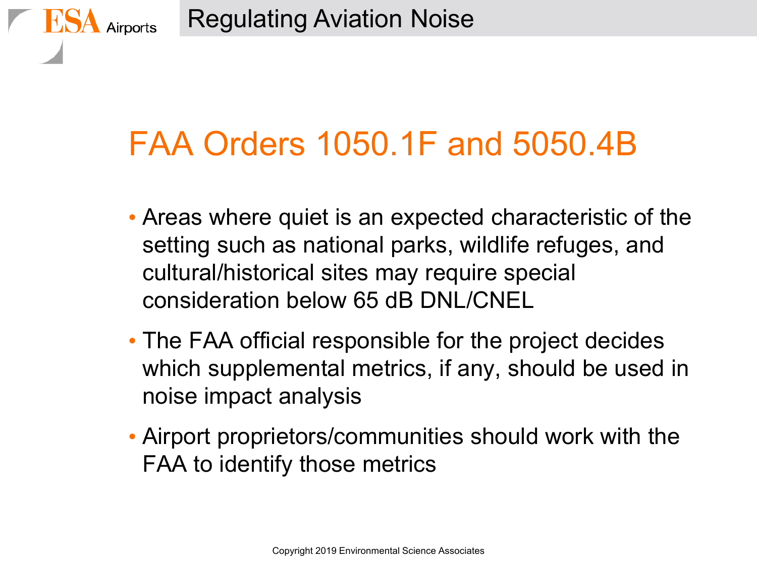# FAA Orders 1050.1F and 5050.4B

- Areas where quiet is an expected characteristic of the setting such as national parks, wildlife refuges, and cultural/historical sites may require special consideration below 65 dB DNL/CNEL
- The FAA official responsible for the project decides which supplemental metrics, if any, should be used in noise impact analysis
- Airport proprietors/communities should work with the FAA to identify those metrics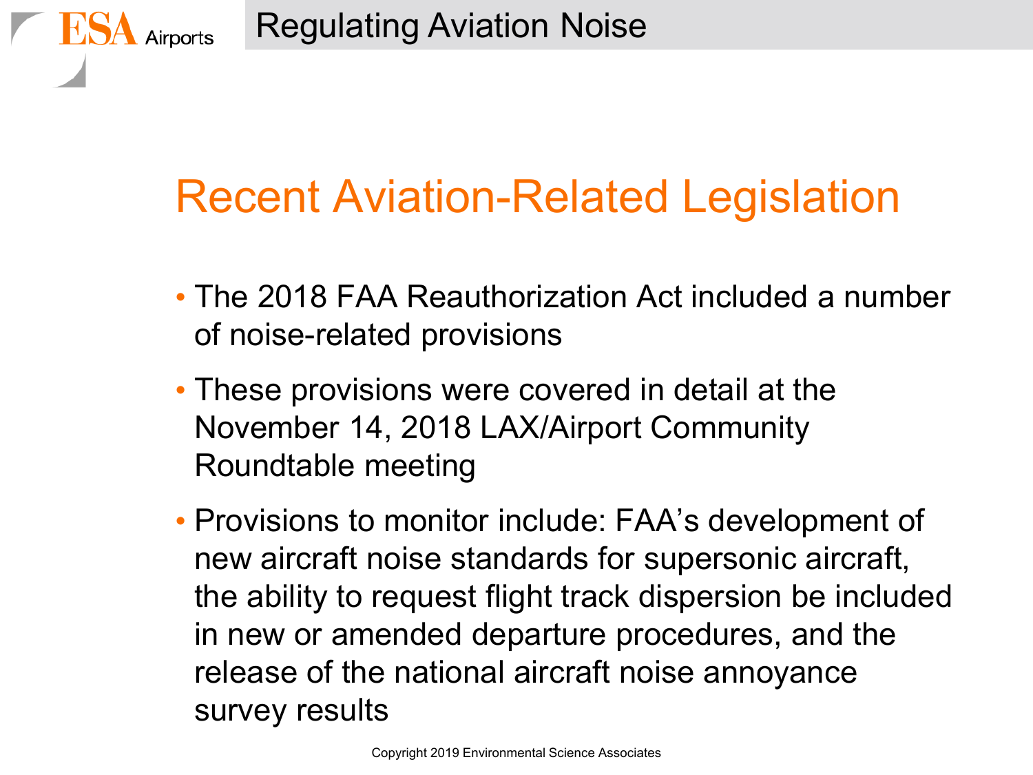# Recent Aviation-Related Legislation

- The 2018 FAA Reauthorization Act included a number of noise-related provisions
- These provisions were covered in detail at the November 14, 2018 LAX/Airport Community Roundtable meeting
- Provisions to monitor include: FAA's development of new aircraft noise standards for supersonic aircraft, the ability to request flight track dispersion be included in new or amended departure procedures, and the release of the national aircraft noise annoyance survey results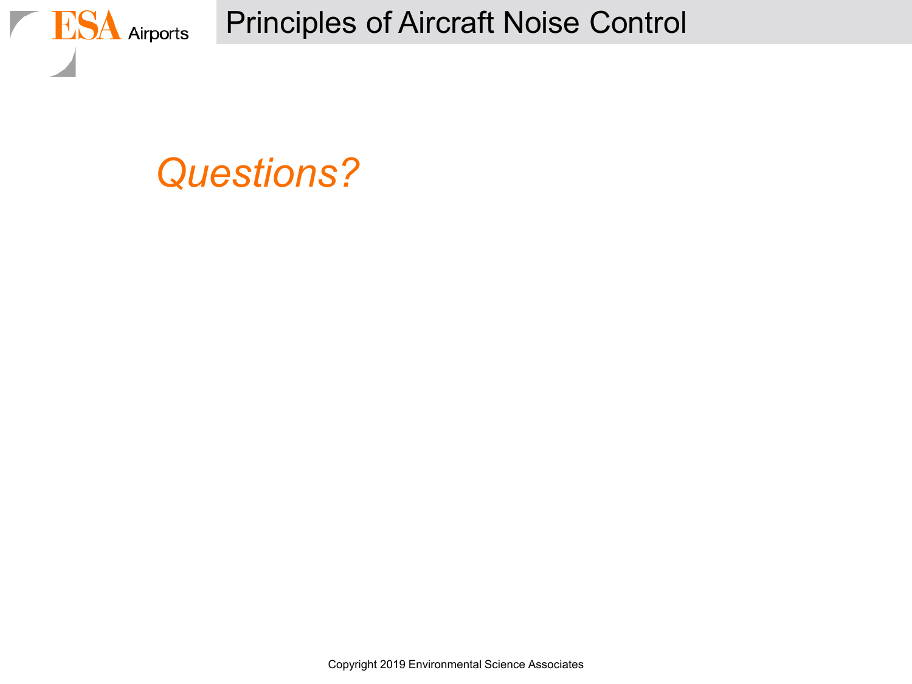*Questions?*